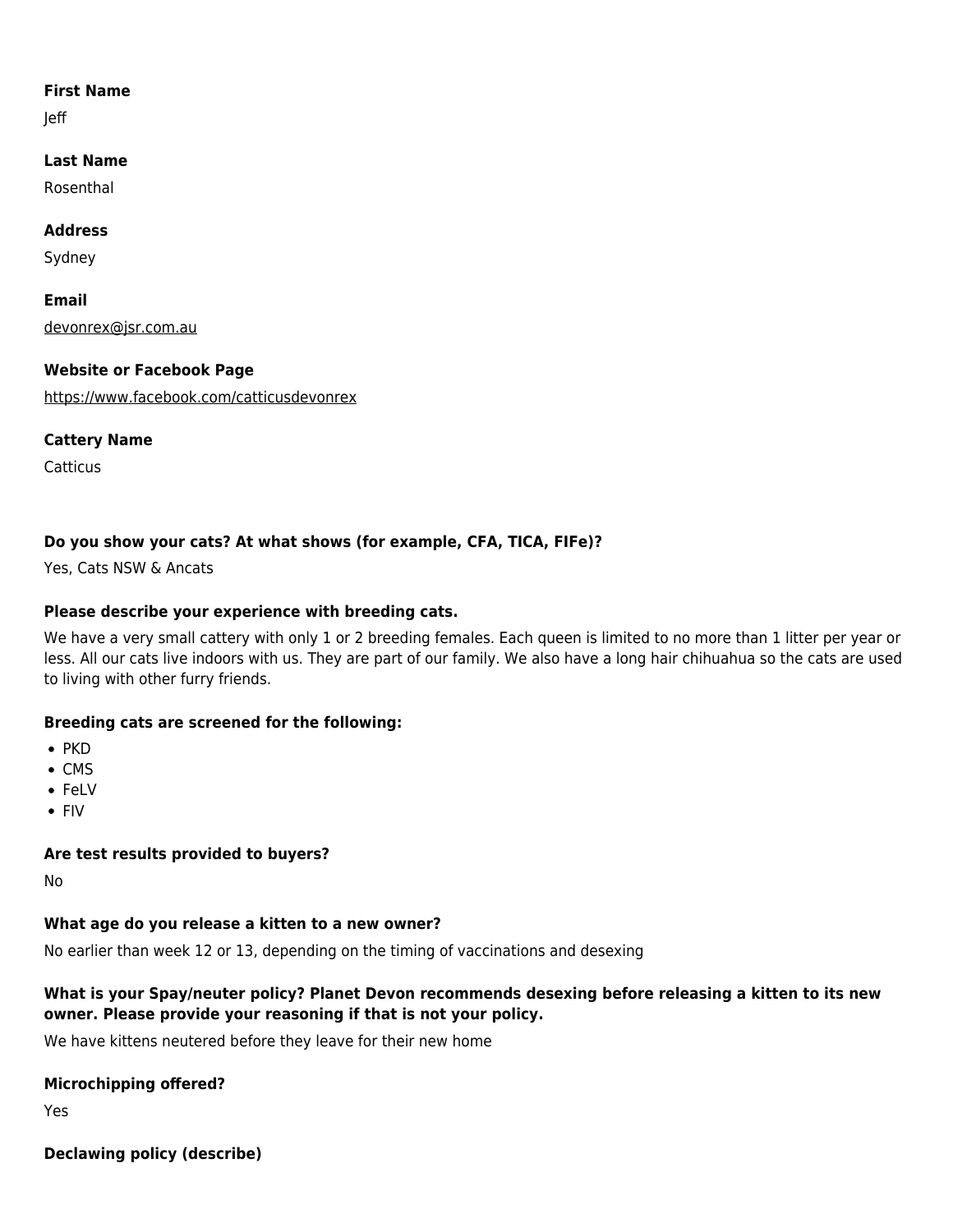**First Name**

Jeff

**Last Name**

Rosenthal

**Address**

Sydney

**Email**

devonrex@jsr.com.au

**Website or Facebook Page**

https://www.facebook.com/catticusdevonrex

**Cattery Name**

Catticus

**Do you show your cats? At what shows (for example, CFA, TICA, FIFe)?**

Yes, Cats NSW & Ancats

**Please describe your experience with breeding cats.**

We have a very small cattery with only 1 or 2 breeding females. Each queen is limited to no more than 1 litter per year or less. All our cats live indoors with us. They are part of our family. We also have a long hair chihuahua so the cats are used to living with other furry friends.

**Breeding cats are screened for the following:**

- PKD
- CMS
- FeLV
- FIV

**Are test results provided to buyers?**

No

**What age do you release a kitten to a new owner?**

No earlier than week 12 or 13, depending on the timing of vaccinations and desexing

**What is your Spay/neuter policy? Planet Devon recommends desexing before releasing a kitten to its new owner. Please provide your reasoning if that is not your policy.**

We have kittens neutered before they leave for their new home

**Microchipping offered?**

Yes

**Declawing policy (describe)**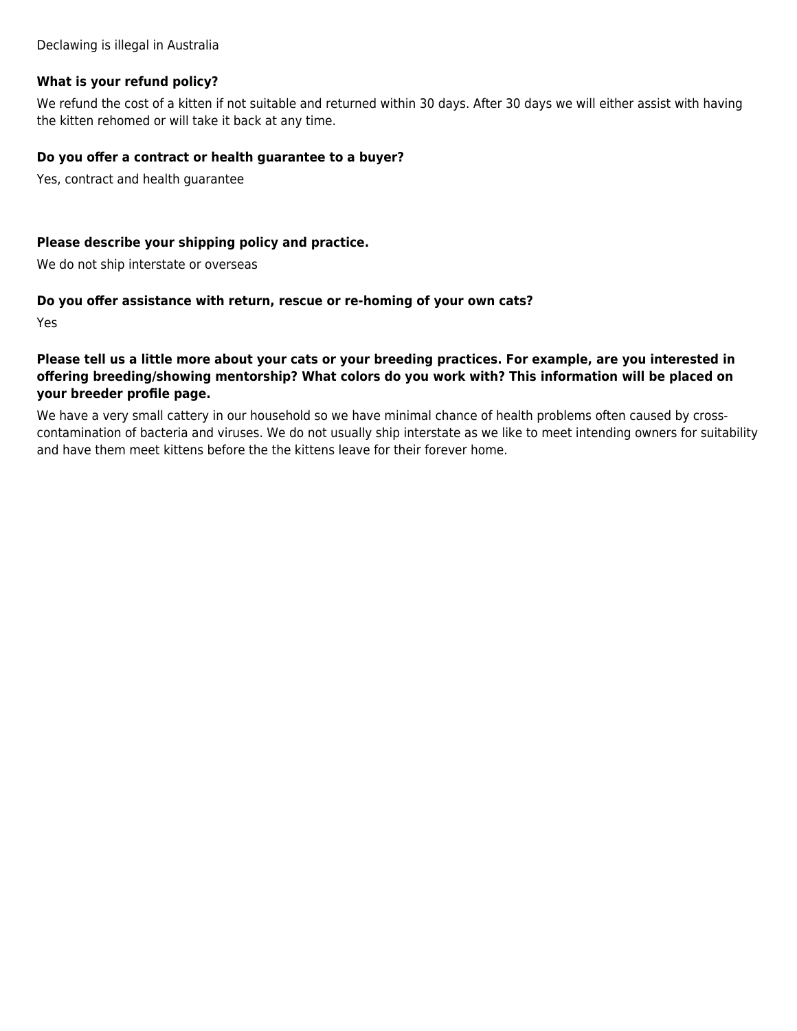Declawing is illegal in Australia

**What is your refund policy?**

We refund the cost of a kitten if not suitable and returned within 30 days. After 30 days we will either assist with having the kitten rehomed or will take it back at any time.

**Do you offer a contract or health guarantee to a buyer?**

Yes, contract and health guarantee

**Please describe your shipping policy and practice.**

We do not ship interstate or overseas

**Do you offer assistance with return, rescue or re-homing of your own cats?**

Yes

**Please tell us a little more about your cats or your breeding practices. For example, are you interested in offering breeding/showing mentorship? What colors do you work with? This information will be placed on your breeder profile page.**

We have a very small cattery in our household so we have minimal chance of health problems often caused by cross-contamination of bacteria and viruses. We do not usually ship interstate as we like to meet intending owners for suitability and have them meet kittens before the the kittens leave for their forever home.